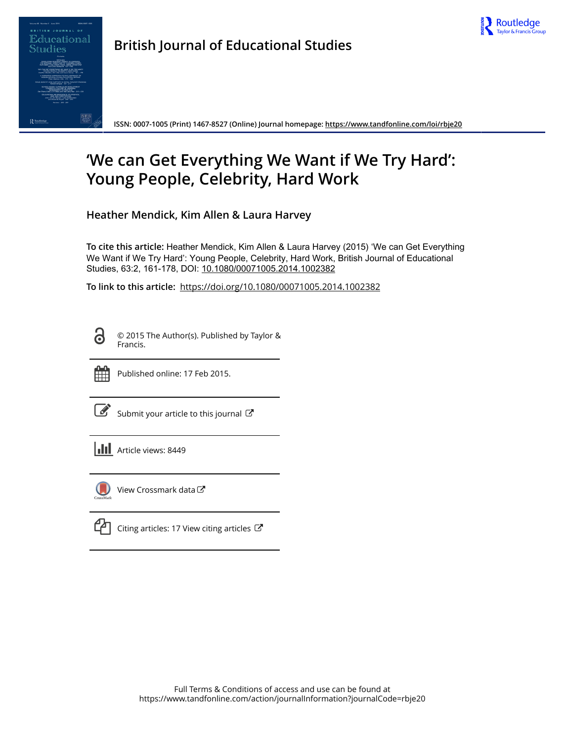British Journal of Educational Studies

ISSN: 0007-1005 (Print) 1467-8527 (Online) Journal homepage: https://www.tandfonline.com/loi/rbje20

# 'We can Get Everything We Want if We Try Hard': Young People, Celebrity, Hard Work

**Heather Mendick, Kim Allen & Laura Harvey**

**To cite this article:** Heather Mendick, Kim Allen & Laura Harvey (2015) 'We can Get Everything We Want if We Try Hard': Young People, Celebrity, Hard Work, British Journal of Educational Studies, 63:2, 161-178, DOI: 10.1080/00071005.2014.1002382

**To link to this article:** https://doi.org/10.1080/00071005.2014.1002382

© 2015 The Author(s). Published by Taylor & Francis.

Published online: 17 Feb 2015.

Submit your article to this journal

Article views: 8449

View Crossmark data

Citing articles: 17 View citing articles

Full Terms & Conditions of access and use can be found at
https://www.tandfonline.com/action/journalInformation?journalCode=rbje20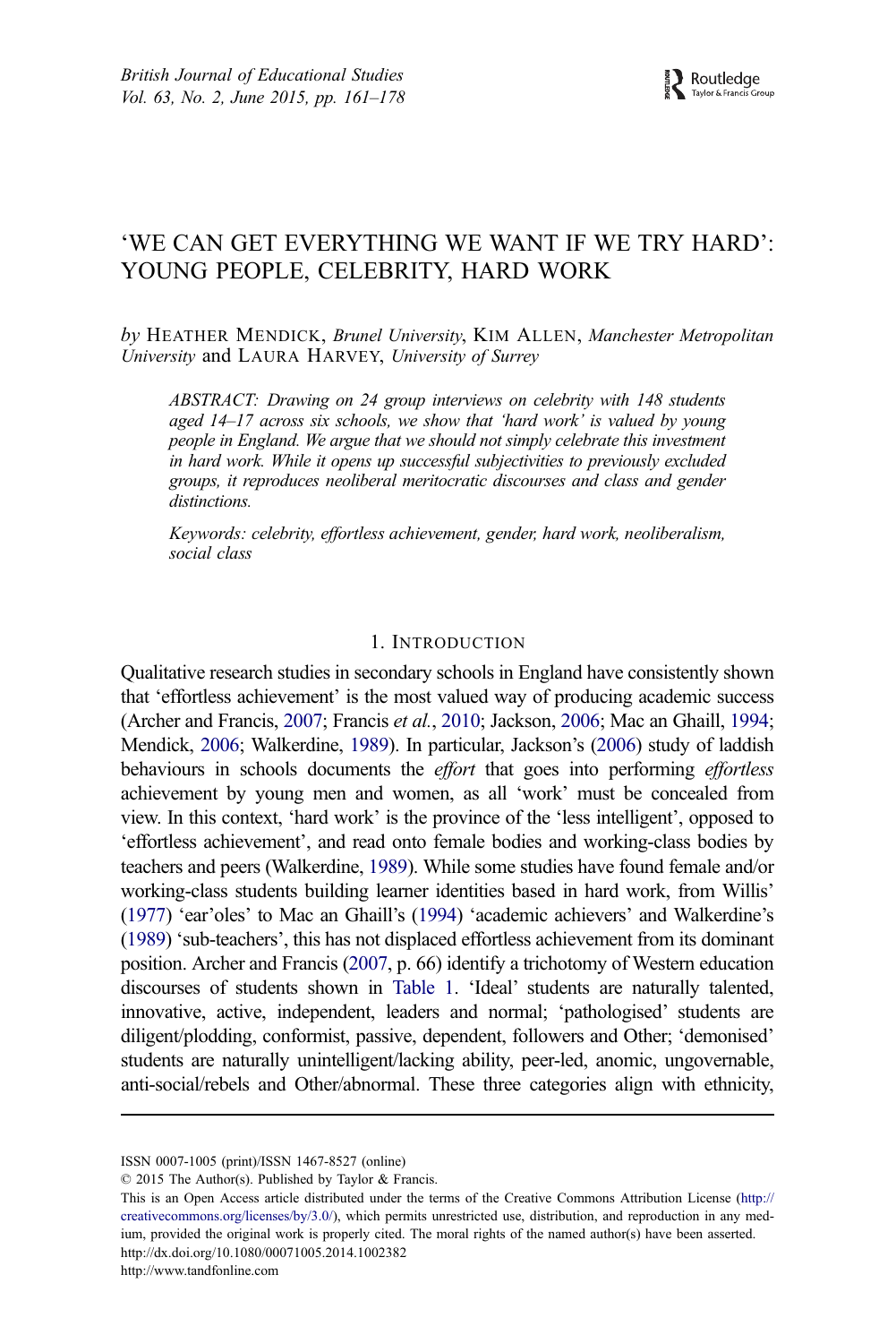# 'WE CAN GET EVERYTHING WE WANT IF WE TRY HARD': YOUNG PEOPLE, CELEBRITY, HARD WORK

*by* HEATHER MENDICK, *Brunel University*, KIM ALLEN, *Manchester Metropolitan University* and LAURA HARVEY, *University of Surrey*

*ABSTRACT: Drawing on 24 group interviews on celebrity with 148 students aged 14–17 across six schools, we show that 'hard work' is valued by young people in England. We argue that we should not simply celebrate this investment in hard work. While it opens up successful subjectivities to previously excluded groups, it reproduces neoliberal meritocratic discourses and class and gender distinctions.*

*Keywords: celebrity, effortless achievement, gender, hard work, neoliberalism, social class*

## 1. INTRODUCTION

Qualitative research studies in secondary schools in England have consistently shown that 'effortless achievement' is the most valued way of producing academic success (Archer and Francis, 2007; Francis *et al.*, 2010; Jackson, 2006; Mac an Ghaill, 1994; Mendick, 2006; Walkerdine, 1989). In particular, Jackson's (2006) study of laddish behaviours in schools documents the *effort* that goes into performing *effortless* achievement by young men and women, as all 'work' must be concealed from view. In this context, 'hard work' is the province of the 'less intelligent', opposed to 'effortless achievement', and read onto female bodies and working-class bodies by teachers and peers (Walkerdine, 1989). While some studies have found female and/or working-class students building learner identities based in hard work, from Willis' (1977) 'ear'oles' to Mac an Ghaill's (1994) 'academic achievers' and Walkerdine's (1989) 'sub-teachers', this has not displaced effortless achievement from its dominant position. Archer and Francis (2007, p. 66) identify a trichotomy of Western education discourses of students shown in Table 1. 'Ideal' students are naturally talented, innovative, active, independent, leaders and normal; 'pathologised' students are diligent/plodding, conformist, passive, dependent, followers and Other; 'demonised' students are naturally unintelligent/lacking ability, peer-led, anomic, ungovernable, anti-social/rebels and Other/abnormal. These three categories align with ethnicity,

ISSN 0007-1005 (print)/ISSN 1467-8527 (online)
© 2015 The Author(s). Published by Taylor & Francis.
This is an Open Access article distributed under the terms of the Creative Commons Attribution License (http://creativecommons.org/licenses/by/3.0/), which permits unrestricted use, distribution, and reproduction in any medium, provided the original work is properly cited. The moral rights of the named author(s) have been asserted.
http://dx.doi.org/10.1080/00071005.2014.1002382
http://www.tandfonline.com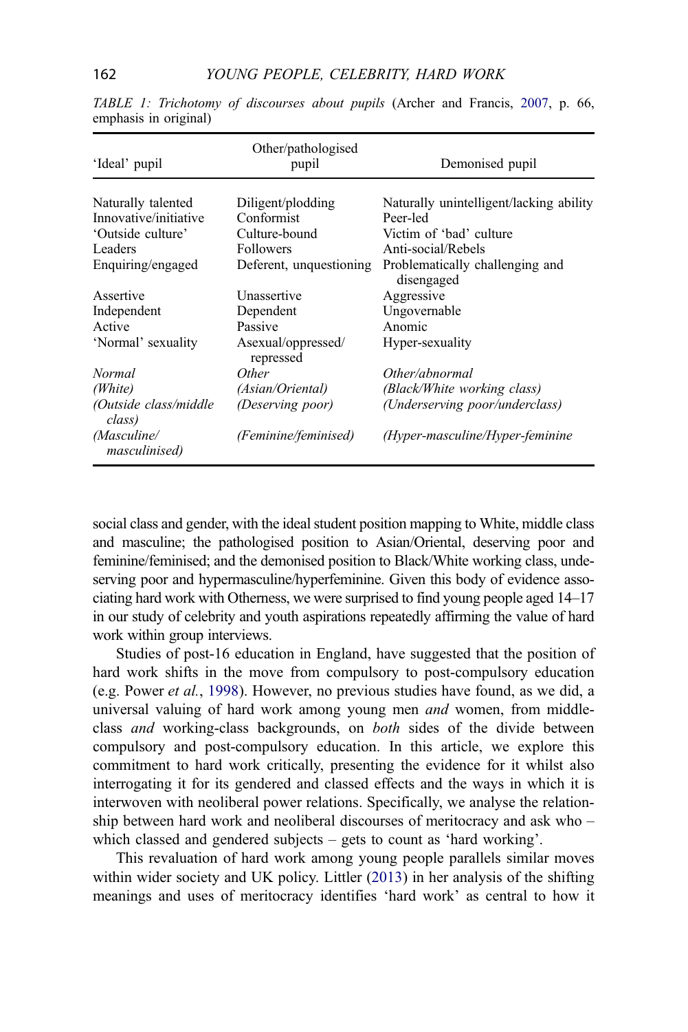*TABLE 1: Trichotomy of discourses about pupils* (Archer and Francis, 2007, p. 66, emphasis in original)

| 'Ideal' pupil | Other/pathologised pupil | Demonised pupil |
|---|---|---|
| Naturally talented | Diligent/plodding | Naturally unintelligent/lacking ability |
| Innovative/initiative | Conformist | Peer-led |
| 'Outside culture' | Culture-bound | Victim of 'bad' culture |
| Leaders | Followers | Anti-social/Rebels |
| Enquiring/engaged | Deferent, unquestioning | Problematically challenging and disengaged |
| Assertive | Unassertive | Aggressive |
| Independent | Dependent | Ungovernable |
| Active | Passive | Anomic |
| 'Normal' sexuality | Asexual/oppressed/repressed | Hyper-sexuality |
| *Normal* | *Other* | *Other/abnormal* |
| *(White)* | *(Asian/Oriental)* | *(Black/White working class)* |
| *(Outside class/middle class)* | *(Deserving poor)* | *(Underserving poor/underclass)* |
| *(Masculine/masculinised)* | *(Feminine/feminised)* | *(Hyper-masculine/Hyper-feminine* |

social class and gender, with the ideal student position mapping to White, middle class and masculine; the pathologised position to Asian/Oriental, deserving poor and feminine/feminised; and the demonised position to Black/White working class, undeserving poor and hypermasculine/hyperfeminine. Given this body of evidence associating hard work with Otherness, we were surprised to find young people aged 14–17 in our study of celebrity and youth aspirations repeatedly affirming the value of hard work within group interviews.

Studies of post-16 education in England, have suggested that the position of hard work shifts in the move from compulsory to post-compulsory education (e.g. Power *et al.*, 1998). However, no previous studies have found, as we did, a universal valuing of hard work among young men *and* women, from middle-class *and* working-class backgrounds, on *both* sides of the divide between compulsory and post-compulsory education. In this article, we explore this commitment to hard work critically, presenting the evidence for it whilst also interrogating it for its gendered and classed effects and the ways in which it is interwoven with neoliberal power relations. Specifically, we analyse the relationship between hard work and neoliberal discourses of meritocracy and ask who – which classed and gendered subjects – gets to count as 'hard working'.

This revaluation of hard work among young people parallels similar moves within wider society and UK policy. Littler (2013) in her analysis of the shifting meanings and uses of meritocracy identifies 'hard work' as central to how it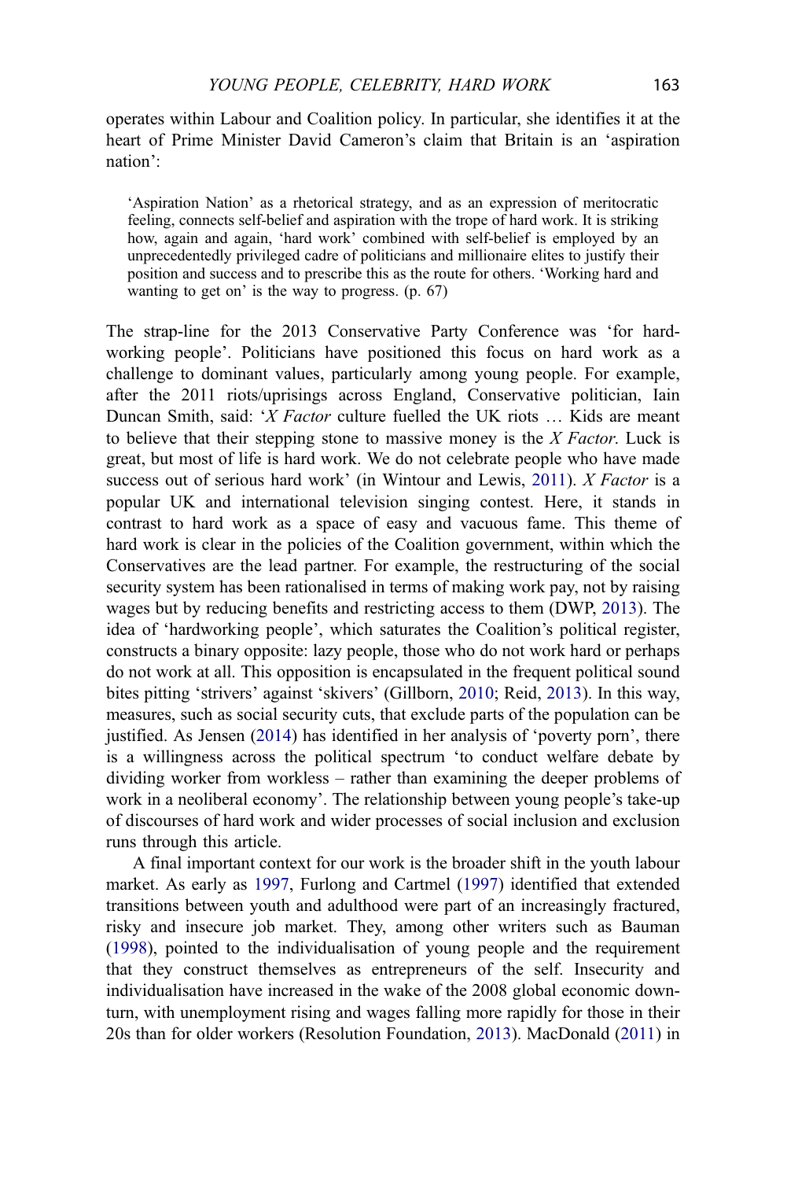operates within Labour and Coalition policy. In particular, she identifies it at the heart of Prime Minister David Cameron's claim that Britain is an 'aspiration nation':

> 'Aspiration Nation' as a rhetorical strategy, and as an expression of meritocratic feeling, connects self-belief and aspiration with the trope of hard work. It is striking how, again and again, 'hard work' combined with self-belief is employed by an unprecedentedly privileged cadre of politicians and millionaire elites to justify their position and success and to prescribe this as the route for others. 'Working hard and wanting to get on' is the way to progress. (p. 67)

The strap-line for the 2013 Conservative Party Conference was 'for hard-working people'. Politicians have positioned this focus on hard work as a challenge to dominant values, particularly among young people. For example, after the 2011 riots/uprisings across England, Conservative politician, Iain Duncan Smith, said: '*X Factor* culture fuelled the UK riots … Kids are meant to believe that their stepping stone to massive money is the *X Factor*. Luck is great, but most of life is hard work. We do not celebrate people who have made success out of serious hard work' (in Wintour and Lewis, 2011). *X Factor* is a popular UK and international television singing contest. Here, it stands in contrast to hard work as a space of easy and vacuous fame. This theme of hard work is clear in the policies of the Coalition government, within which the Conservatives are the lead partner. For example, the restructuring of the social security system has been rationalised in terms of making work pay, not by raising wages but by reducing benefits and restricting access to them (DWP, 2013). The idea of 'hardworking people', which saturates the Coalition's political register, constructs a binary opposite: lazy people, those who do not work hard or perhaps do not work at all. This opposition is encapsulated in the frequent political sound bites pitting 'strivers' against 'skivers' (Gillborn, 2010; Reid, 2013). In this way, measures, such as social security cuts, that exclude parts of the population can be justified. As Jensen (2014) has identified in her analysis of 'poverty porn', there is a willingness across the political spectrum 'to conduct welfare debate by dividing worker from workless – rather than examining the deeper problems of work in a neoliberal economy'. The relationship between young people's take-up of discourses of hard work and wider processes of social inclusion and exclusion runs through this article.

A final important context for our work is the broader shift in the youth labour market. As early as 1997, Furlong and Cartmel (1997) identified that extended transitions between youth and adulthood were part of an increasingly fractured, risky and insecure job market. They, among other writers such as Bauman (1998), pointed to the individualisation of young people and the requirement that they construct themselves as entrepreneurs of the self. Insecurity and individualisation have increased in the wake of the 2008 global economic downturn, with unemployment rising and wages falling more rapidly for those in their 20s than for older workers (Resolution Foundation, 2013). MacDonald (2011) in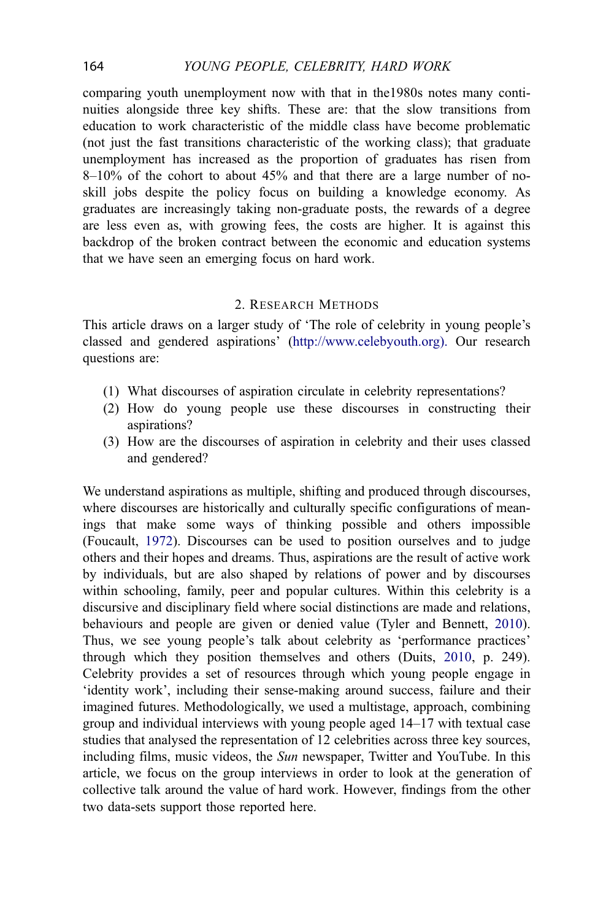comparing youth unemployment now with that in the1980s notes many continuities alongside three key shifts. These are: that the slow transitions from education to work characteristic of the middle class have become problematic (not just the fast transitions characteristic of the working class); that graduate unemployment has increased as the proportion of graduates has risen from 8–10% of the cohort to about 45% and that there are a large number of no-skill jobs despite the policy focus on building a knowledge economy. As graduates are increasingly taking non-graduate posts, the rewards of a degree are less even as, with growing fees, the costs are higher. It is against this backdrop of the broken contract between the economic and education systems that we have seen an emerging focus on hard work.

## 2. Research Methods

This article draws on a larger study of 'The role of celebrity in young people's classed and gendered aspirations' (http://www.celebyouth.org). Our research questions are:

(1) What discourses of aspiration circulate in celebrity representations?
(2) How do young people use these discourses in constructing their aspirations?
(3) How are the discourses of aspiration in celebrity and their uses classed and gendered?

We understand aspirations as multiple, shifting and produced through discourses, where discourses are historically and culturally specific configurations of meanings that make some ways of thinking possible and others impossible (Foucault, 1972). Discourses can be used to position ourselves and to judge others and their hopes and dreams. Thus, aspirations are the result of active work by individuals, but are also shaped by relations of power and by discourses within schooling, family, peer and popular cultures. Within this celebrity is a discursive and disciplinary field where social distinctions are made and relations, behaviours and people are given or denied value (Tyler and Bennett, 2010). Thus, we see young people's talk about celebrity as 'performance practices' through which they position themselves and others (Duits, 2010, p. 249). Celebrity provides a set of resources through which young people engage in 'identity work', including their sense-making around success, failure and their imagined futures. Methodologically, we used a multistage, approach, combining group and individual interviews with young people aged 14–17 with textual case studies that analysed the representation of 12 celebrities across three key sources, including films, music videos, the *Sun* newspaper, Twitter and YouTube. In this article, we focus on the group interviews in order to look at the generation of collective talk around the value of hard work. However, findings from the other two data-sets support those reported here.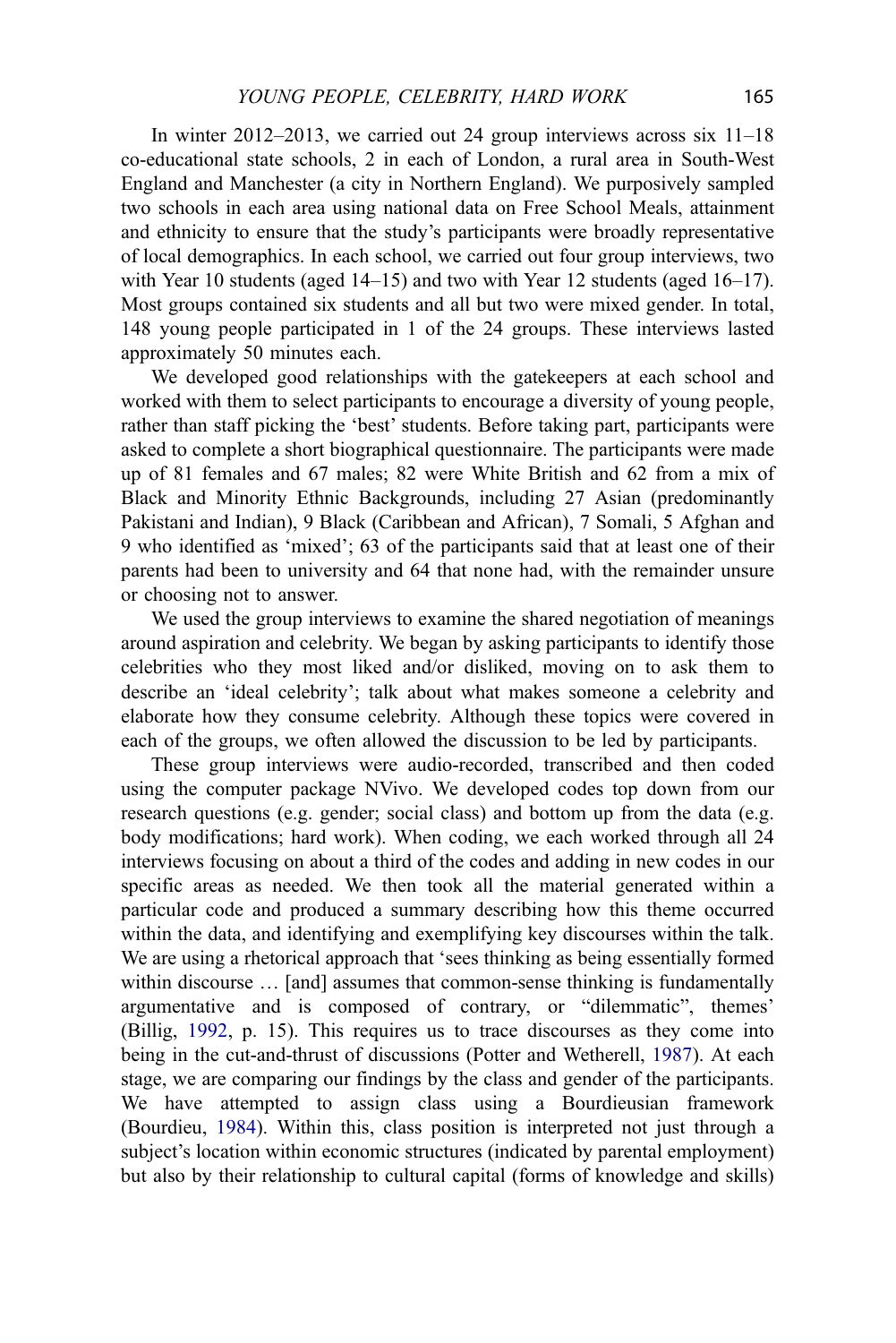In winter 2012–2013, we carried out 24 group interviews across six 11–18 co-educational state schools, 2 in each of London, a rural area in South-West England and Manchester (a city in Northern England). We purposively sampled two schools in each area using national data on Free School Meals, attainment and ethnicity to ensure that the study's participants were broadly representative of local demographics. In each school, we carried out four group interviews, two with Year 10 students (aged 14–15) and two with Year 12 students (aged 16–17). Most groups contained six students and all but two were mixed gender. In total, 148 young people participated in 1 of the 24 groups. These interviews lasted approximately 50 minutes each.

We developed good relationships with the gatekeepers at each school and worked with them to select participants to encourage a diversity of young people, rather than staff picking the 'best' students. Before taking part, participants were asked to complete a short biographical questionnaire. The participants were made up of 81 females and 67 males; 82 were White British and 62 from a mix of Black and Minority Ethnic Backgrounds, including 27 Asian (predominantly Pakistani and Indian), 9 Black (Caribbean and African), 7 Somali, 5 Afghan and 9 who identified as 'mixed'; 63 of the participants said that at least one of their parents had been to university and 64 that none had, with the remainder unsure or choosing not to answer.

We used the group interviews to examine the shared negotiation of meanings around aspiration and celebrity. We began by asking participants to identify those celebrities who they most liked and/or disliked, moving on to ask them to describe an 'ideal celebrity'; talk about what makes someone a celebrity and elaborate how they consume celebrity. Although these topics were covered in each of the groups, we often allowed the discussion to be led by participants.

These group interviews were audio-recorded, transcribed and then coded using the computer package NVivo. We developed codes top down from our research questions (e.g. gender; social class) and bottom up from the data (e.g. body modifications; hard work). When coding, we each worked through all 24 interviews focusing on about a third of the codes and adding in new codes in our specific areas as needed. We then took all the material generated within a particular code and produced a summary describing how this theme occurred within the data, and identifying and exemplifying key discourses within the talk. We are using a rhetorical approach that 'sees thinking as being essentially formed within discourse … [and] assumes that common-sense thinking is fundamentally argumentative and is composed of contrary, or "dilemmatic", themes' (Billig, 1992, p. 15). This requires us to trace discourses as they come into being in the cut-and-thrust of discussions (Potter and Wetherell, 1987). At each stage, we are comparing our findings by the class and gender of the participants. We have attempted to assign class using a Bourdieusian framework (Bourdieu, 1984). Within this, class position is interpreted not just through a subject's location within economic structures (indicated by parental employment) but also by their relationship to cultural capital (forms of knowledge and skills)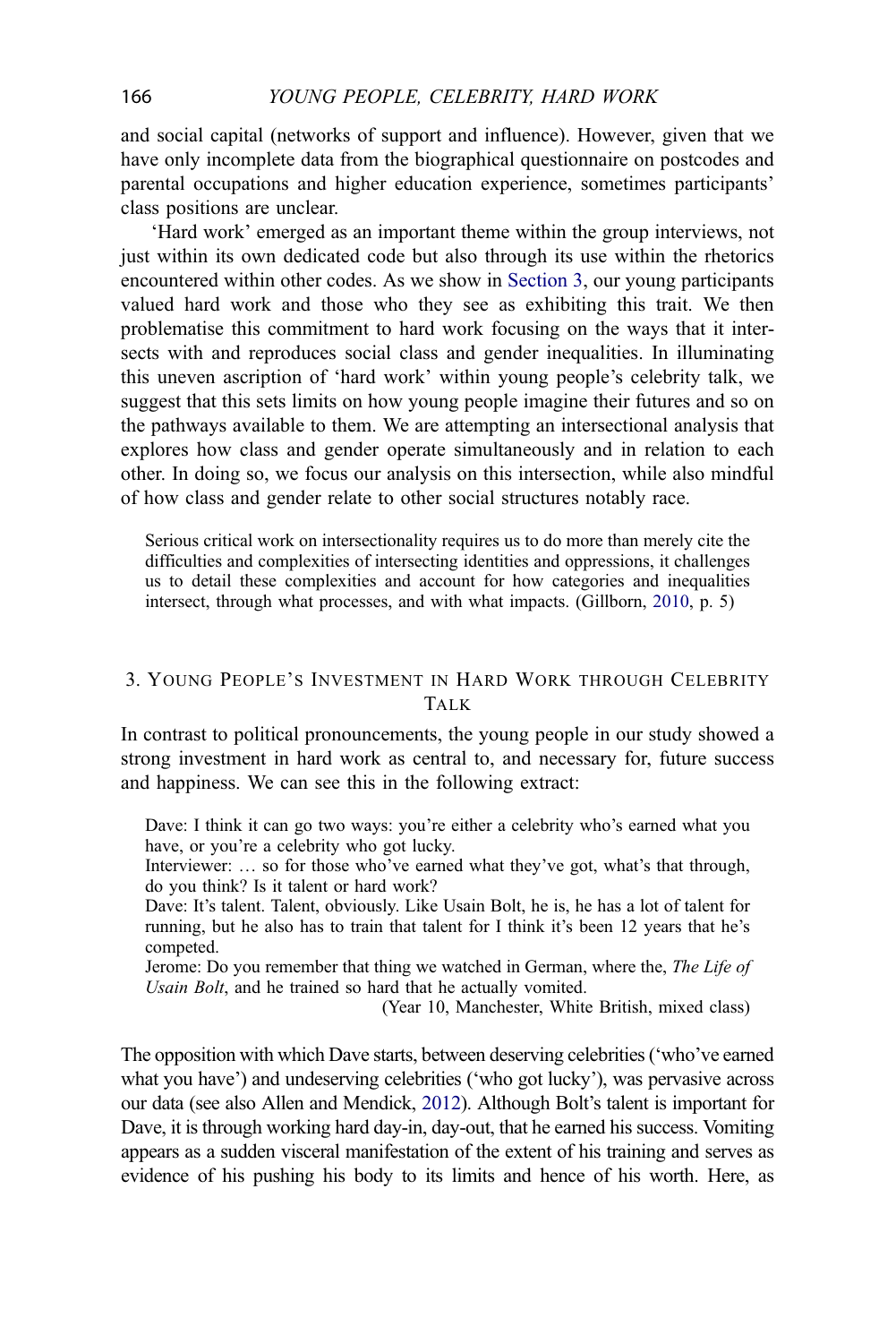and social capital (networks of support and influence). However, given that we have only incomplete data from the biographical questionnaire on postcodes and parental occupations and higher education experience, sometimes participants' class positions are unclear.

'Hard work' emerged as an important theme within the group interviews, not just within its own dedicated code but also through its use within the rhetorics encountered within other codes. As we show in Section 3, our young participants valued hard work and those who they see as exhibiting this trait. We then problematise this commitment to hard work focusing on the ways that it intersects with and reproduces social class and gender inequalities. In illuminating this uneven ascription of 'hard work' within young people's celebrity talk, we suggest that this sets limits on how young people imagine their futures and so on the pathways available to them. We are attempting an intersectional analysis that explores how class and gender operate simultaneously and in relation to each other. In doing so, we focus our analysis on this intersection, while also mindful of how class and gender relate to other social structures notably race.

> Serious critical work on intersectionality requires us to do more than merely cite the difficulties and complexities of intersecting identities and oppressions, it challenges us to detail these complexities and account for how categories and inequalities intersect, through what processes, and with what impacts. (Gillborn, 2010, p. 5)

## 3. Young People's Investment in Hard Work through Celebrity Talk

In contrast to political pronouncements, the young people in our study showed a strong investment in hard work as central to, and necessary for, future success and happiness. We can see this in the following extract:

> Dave: I think it can go two ways: you're either a celebrity who's earned what you have, or you're a celebrity who got lucky.
> Interviewer: … so for those who've earned what they've got, what's that through, do you think? Is it talent or hard work?
> Dave: It's talent. Talent, obviously. Like Usain Bolt, he is, he has a lot of talent for running, but he also has to train that talent for I think it's been 12 years that he's competed.
> Jerome: Do you remember that thing we watched in German, where the, *The Life of Usain Bolt*, and he trained so hard that he actually vomited.
> (Year 10, Manchester, White British, mixed class)

The opposition with which Dave starts, between deserving celebrities ('who've earned what you have') and undeserving celebrities ('who got lucky'), was pervasive across our data (see also Allen and Mendick, 2012). Although Bolt's talent is important for Dave, it is through working hard day-in, day-out, that he earned his success. Vomiting appears as a sudden visceral manifestation of the extent of his training and serves as evidence of his pushing his body to its limits and hence of his worth. Here, as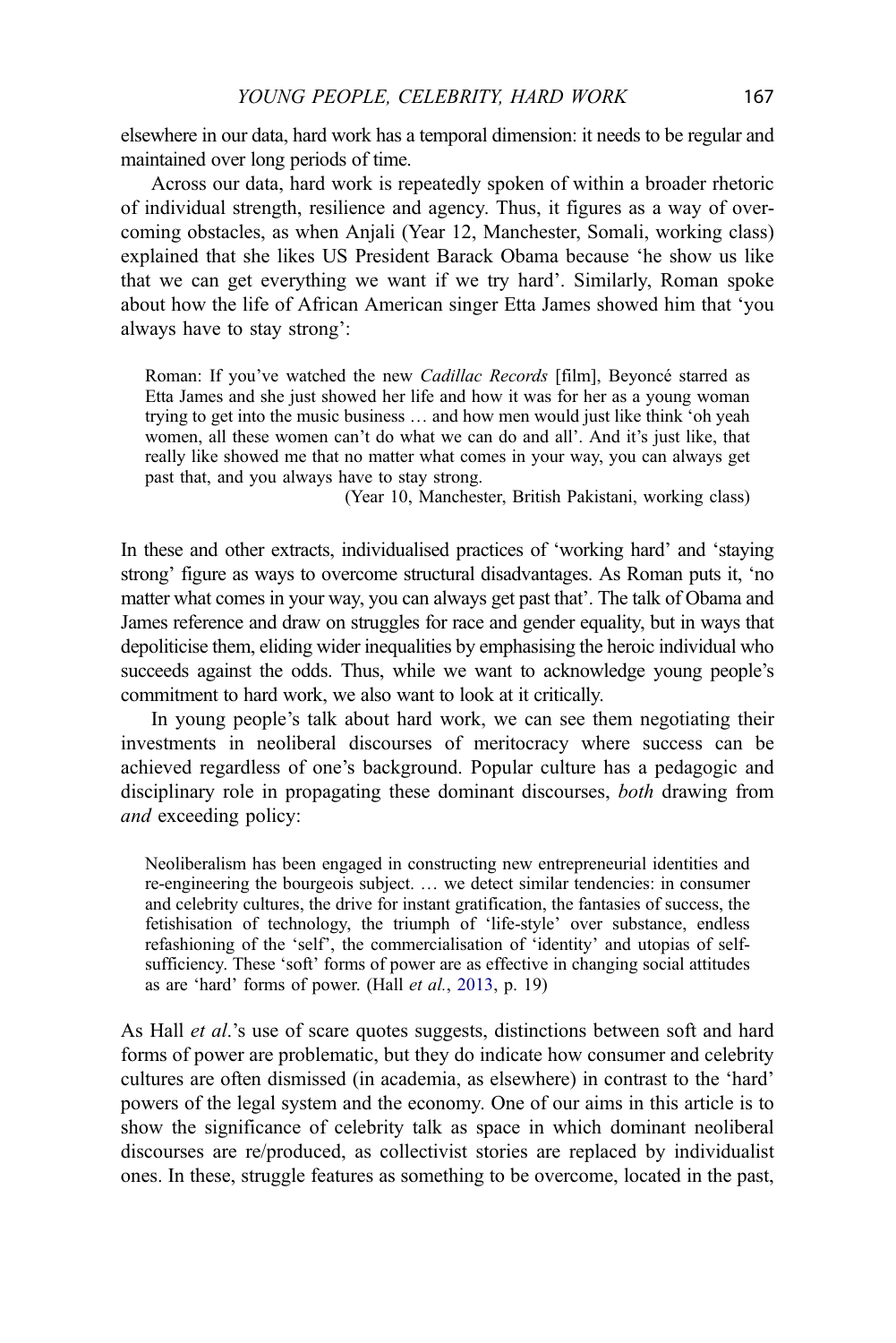elsewhere in our data, hard work has a temporal dimension: it needs to be regular and maintained over long periods of time.

Across our data, hard work is repeatedly spoken of within a broader rhetoric of individual strength, resilience and agency. Thus, it figures as a way of overcoming obstacles, as when Anjali (Year 12, Manchester, Somali, working class) explained that she likes US President Barack Obama because 'he show us like that we can get everything we want if we try hard'. Similarly, Roman spoke about how the life of African American singer Etta James showed him that 'you always have to stay strong':

> Roman: If you've watched the new *Cadillac Records* [film], Beyoncé starred as Etta James and she just showed her life and how it was for her as a young woman trying to get into the music business … and how men would just like think 'oh yeah women, all these women can't do what we can do and all'. And it's just like, that really like showed me that no matter what comes in your way, you can always get past that, and you always have to stay strong.
>
> (Year 10, Manchester, British Pakistani, working class)

In these and other extracts, individualised practices of 'working hard' and 'staying strong' figure as ways to overcome structural disadvantages. As Roman puts it, 'no matter what comes in your way, you can always get past that'. The talk of Obama and James reference and draw on struggles for race and gender equality, but in ways that depoliticise them, eliding wider inequalities by emphasising the heroic individual who succeeds against the odds. Thus, while we want to acknowledge young people's commitment to hard work, we also want to look at it critically.

In young people's talk about hard work, we can see them negotiating their investments in neoliberal discourses of meritocracy where success can be achieved regardless of one's background. Popular culture has a pedagogic and disciplinary role in propagating these dominant discourses, *both* drawing from *and* exceeding policy:

> Neoliberalism has been engaged in constructing new entrepreneurial identities and re-engineering the bourgeois subject. … we detect similar tendencies: in consumer and celebrity cultures, the drive for instant gratification, the fantasies of success, the fetishisation of technology, the triumph of 'life-style' over substance, endless refashioning of the 'self', the commercialisation of 'identity' and utopias of self-sufficiency. These 'soft' forms of power are as effective in changing social attitudes as are 'hard' forms of power. (Hall *et al.*, 2013, p. 19)

As Hall *et al*.'s use of scare quotes suggests, distinctions between soft and hard forms of power are problematic, but they do indicate how consumer and celebrity cultures are often dismissed (in academia, as elsewhere) in contrast to the 'hard' powers of the legal system and the economy. One of our aims in this article is to show the significance of celebrity talk as space in which dominant neoliberal discourses are re/produced, as collectivist stories are replaced by individualist ones. In these, struggle features as something to be overcome, located in the past,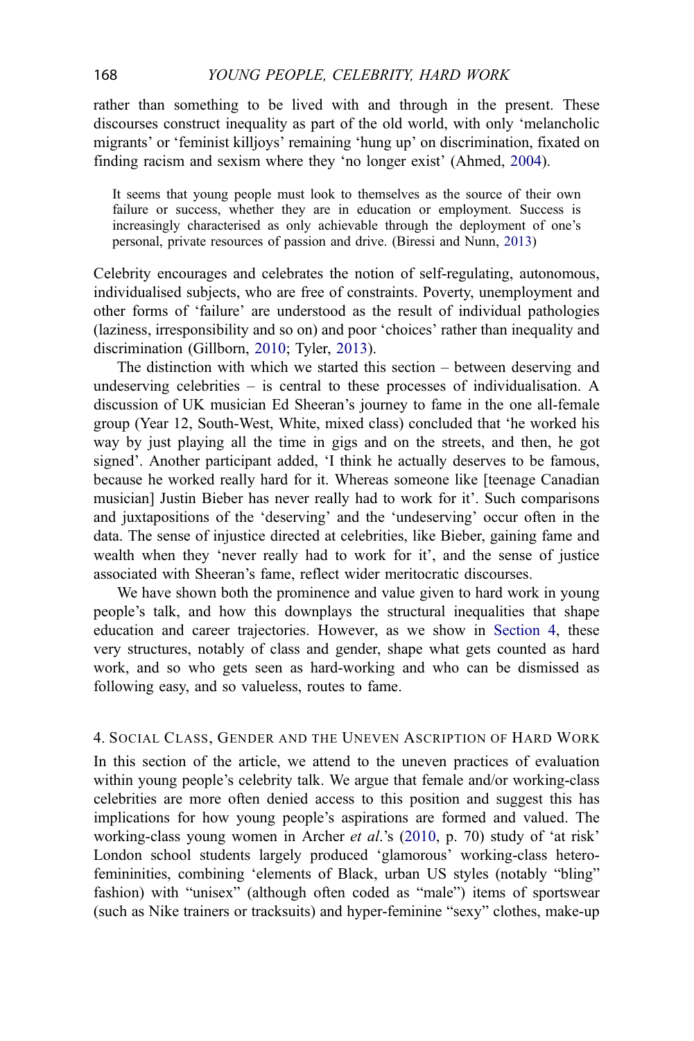rather than something to be lived with and through in the present. These discourses construct inequality as part of the old world, with only 'melancholic migrants' or 'feminist killjoys' remaining 'hung up' on discrimination, fixated on finding racism and sexism where they 'no longer exist' (Ahmed, 2004).

> It seems that young people must look to themselves as the source of their own failure or success, whether they are in education or employment. Success is increasingly characterised as only achievable through the deployment of one's personal, private resources of passion and drive. (Biressi and Nunn, 2013)

Celebrity encourages and celebrates the notion of self-regulating, autonomous, individualised subjects, who are free of constraints. Poverty, unemployment and other forms of 'failure' are understood as the result of individual pathologies (laziness, irresponsibility and so on) and poor 'choices' rather than inequality and discrimination (Gillborn, 2010; Tyler, 2013).

The distinction with which we started this section – between deserving and undeserving celebrities – is central to these processes of individualisation. A discussion of UK musician Ed Sheeran's journey to fame in the one all-female group (Year 12, South-West, White, mixed class) concluded that 'he worked his way by just playing all the time in gigs and on the streets, and then, he got signed'. Another participant added, 'I think he actually deserves to be famous, because he worked really hard for it. Whereas someone like [teenage Canadian musician] Justin Bieber has never really had to work for it'. Such comparisons and juxtapositions of the 'deserving' and the 'undeserving' occur often in the data. The sense of injustice directed at celebrities, like Bieber, gaining fame and wealth when they 'never really had to work for it', and the sense of justice associated with Sheeran's fame, reflect wider meritocratic discourses.

We have shown both the prominence and value given to hard work in young people's talk, and how this downplays the structural inequalities that shape education and career trajectories. However, as we show in Section 4, these very structures, notably of class and gender, shape what gets counted as hard work, and so who gets seen as hard-working and who can be dismissed as following easy, and so valueless, routes to fame.

## 4. Social Class, Gender and the Uneven Ascription of Hard Work

In this section of the article, we attend to the uneven practices of evaluation within young people's celebrity talk. We argue that female and/or working-class celebrities are more often denied access to this position and suggest this has implications for how young people's aspirations are formed and valued. The working-class young women in Archer *et al*.'s (2010, p. 70) study of 'at risk' London school students largely produced 'glamorous' working-class hetero-femininities, combining 'elements of Black, urban US styles (notably "bling" fashion) with "unisex" (although often coded as "male") items of sportswear (such as Nike trainers or tracksuits) and hyper-feminine "sexy" clothes, make-up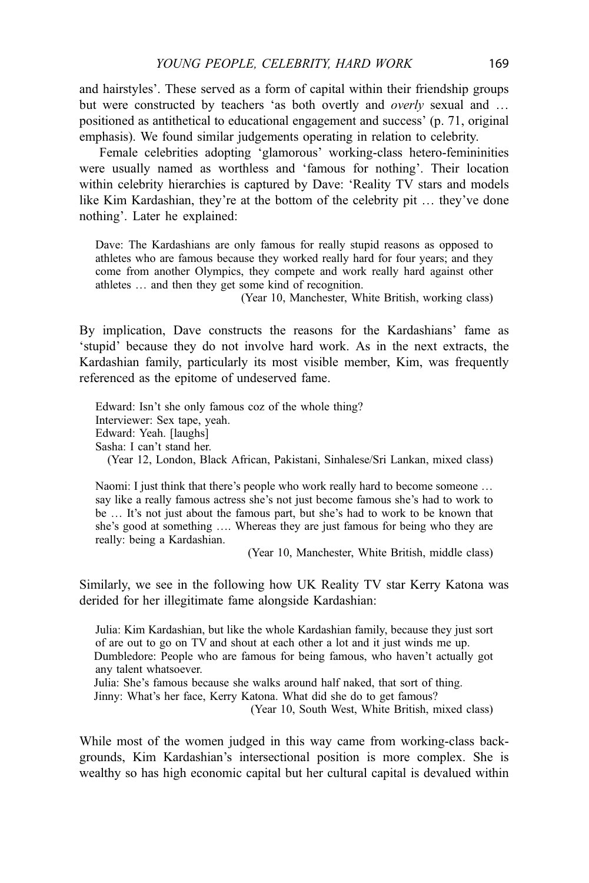and hairstyles'. These served as a form of capital within their friendship groups but were constructed by teachers 'as both overtly and *overly* sexual and … positioned as antithetical to educational engagement and success' (p. 71, original emphasis). We found similar judgements operating in relation to celebrity.

Female celebrities adopting 'glamorous' working-class hetero-femininities were usually named as worthless and 'famous for nothing'. Their location within celebrity hierarchies is captured by Dave: 'Reality TV stars and models like Kim Kardashian, they're at the bottom of the celebrity pit … they've done nothing'. Later he explained:

> Dave: The Kardashians are only famous for really stupid reasons as opposed to athletes who are famous because they worked really hard for four years; and they come from another Olympics, they compete and work really hard against other athletes … and then they get some kind of recognition.
>
> (Year 10, Manchester, White British, working class)

By implication, Dave constructs the reasons for the Kardashians' fame as 'stupid' because they do not involve hard work. As in the next extracts, the Kardashian family, particularly its most visible member, Kim, was frequently referenced as the epitome of undeserved fame.

> Edward: Isn't she only famous coz of the whole thing?
> Interviewer: Sex tape, yeah.
> Edward: Yeah. [laughs]
> Sasha: I can't stand her.
>
> (Year 12, London, Black African, Pakistani, Sinhalese/Sri Lankan, mixed class)

> Naomi: I just think that there's people who work really hard to become someone … say like a really famous actress she's not just become famous she's had to work to be … It's not just about the famous part, but she's had to work to be known that she's good at something …. Whereas they are just famous for being who they are really: being a Kardashian.
>
> (Year 10, Manchester, White British, middle class)

Similarly, we see in the following how UK Reality TV star Kerry Katona was derided for her illegitimate fame alongside Kardashian:

> Julia: Kim Kardashian, but like the whole Kardashian family, because they just sort of are out to go on TV and shout at each other a lot and it just winds me up.
> Dumbledore: People who are famous for being famous, who haven't actually got any talent whatsoever.
> Julia: She's famous because she walks around half naked, that sort of thing.
> Jinny: What's her face, Kerry Katona. What did she do to get famous?
>
> (Year 10, South West, White British, mixed class)

While most of the women judged in this way came from working-class backgrounds, Kim Kardashian's intersectional position is more complex. She is wealthy so has high economic capital but her cultural capital is devalued within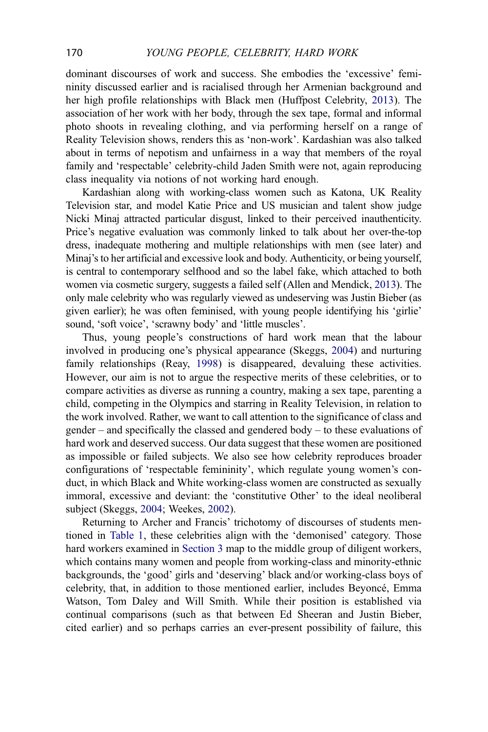dominant discourses of work and success. She embodies the 'excessive' femininity discussed earlier and is racialised through her Armenian background and her high profile relationships with Black men (Huffpost Celebrity, 2013). The association of her work with her body, through the sex tape, formal and informal photo shoots in revealing clothing, and via performing herself on a range of Reality Television shows, renders this as 'non-work'. Kardashian was also talked about in terms of nepotism and unfairness in a way that members of the royal family and 'respectable' celebrity-child Jaden Smith were not, again reproducing class inequality via notions of not working hard enough.

Kardashian along with working-class women such as Katona, UK Reality Television star, and model Katie Price and US musician and talent show judge Nicki Minaj attracted particular disgust, linked to their perceived inauthenticity. Price's negative evaluation was commonly linked to talk about her over-the-top dress, inadequate mothering and multiple relationships with men (see later) and Minaj's to her artificial and excessive look and body. Authenticity, or being yourself, is central to contemporary selfhood and so the label fake, which attached to both women via cosmetic surgery, suggests a failed self (Allen and Mendick, 2013). The only male celebrity who was regularly viewed as undeserving was Justin Bieber (as given earlier); he was often feminised, with young people identifying his 'girlie' sound, 'soft voice', 'scrawny body' and 'little muscles'.

Thus, young people's constructions of hard work mean that the labour involved in producing one's physical appearance (Skeggs, 2004) and nurturing family relationships (Reay, 1998) is disappeared, devaluing these activities. However, our aim is not to argue the respective merits of these celebrities, or to compare activities as diverse as running a country, making a sex tape, parenting a child, competing in the Olympics and starring in Reality Television, in relation to the work involved. Rather, we want to call attention to the significance of class and gender – and specifically the classed and gendered body – to these evaluations of hard work and deserved success. Our data suggest that these women are positioned as impossible or failed subjects. We also see how celebrity reproduces broader configurations of 'respectable femininity', which regulate young women's conduct, in which Black and White working-class women are constructed as sexually immoral, excessive and deviant: the 'constitutive Other' to the ideal neoliberal subject (Skeggs, 2004; Weekes, 2002).

Returning to Archer and Francis' trichotomy of discourses of students mentioned in Table 1, these celebrities align with the 'demonised' category. Those hard workers examined in Section 3 map to the middle group of diligent workers, which contains many women and people from working-class and minority-ethnic backgrounds, the 'good' girls and 'deserving' black and/or working-class boys of celebrity, that, in addition to those mentioned earlier, includes Beyoncé, Emma Watson, Tom Daley and Will Smith. While their position is established via continual comparisons (such as that between Ed Sheeran and Justin Bieber, cited earlier) and so perhaps carries an ever-present possibility of failure, this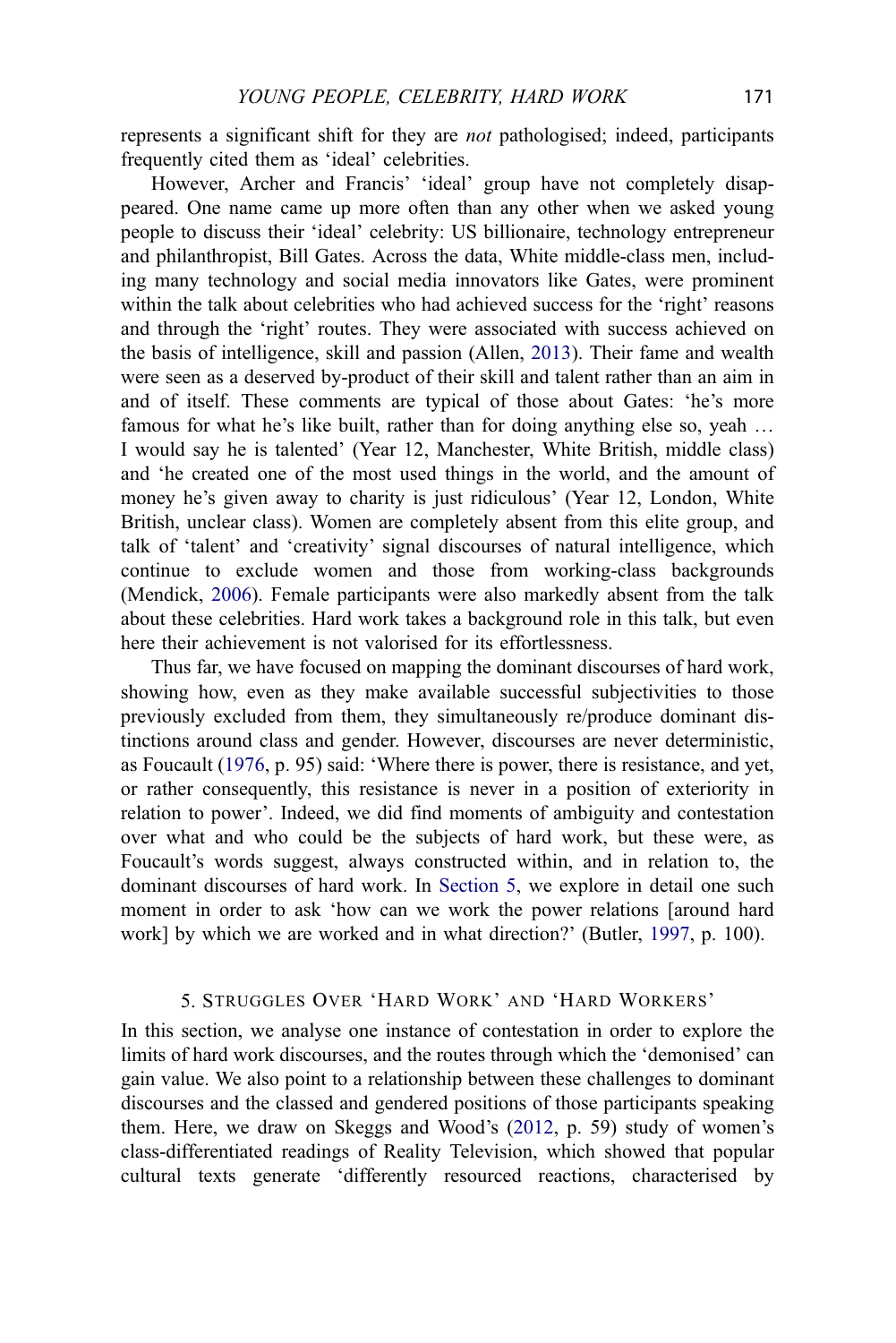represents a significant shift for they are *not* pathologised; indeed, participants frequently cited them as 'ideal' celebrities.

However, Archer and Francis' 'ideal' group have not completely disappeared. One name came up more often than any other when we asked young people to discuss their 'ideal' celebrity: US billionaire, technology entrepreneur and philanthropist, Bill Gates. Across the data, White middle-class men, including many technology and social media innovators like Gates, were prominent within the talk about celebrities who had achieved success for the 'right' reasons and through the 'right' routes. They were associated with success achieved on the basis of intelligence, skill and passion (Allen, 2013). Their fame and wealth were seen as a deserved by-product of their skill and talent rather than an aim in and of itself. These comments are typical of those about Gates: 'he's more famous for what he's like built, rather than for doing anything else so, yeah … I would say he is talented' (Year 12, Manchester, White British, middle class) and 'he created one of the most used things in the world, and the amount of money he's given away to charity is just ridiculous' (Year 12, London, White British, unclear class). Women are completely absent from this elite group, and talk of 'talent' and 'creativity' signal discourses of natural intelligence, which continue to exclude women and those from working-class backgrounds (Mendick, 2006). Female participants were also markedly absent from the talk about these celebrities. Hard work takes a background role in this talk, but even here their achievement is not valorised for its effortlessness.

Thus far, we have focused on mapping the dominant discourses of hard work, showing how, even as they make available successful subjectivities to those previously excluded from them, they simultaneously re/produce dominant distinctions around class and gender. However, discourses are never deterministic, as Foucault (1976, p. 95) said: 'Where there is power, there is resistance, and yet, or rather consequently, this resistance is never in a position of exteriority in relation to power'. Indeed, we did find moments of ambiguity and contestation over what and who could be the subjects of hard work, but these were, as Foucault's words suggest, always constructed within, and in relation to, the dominant discourses of hard work. In Section 5, we explore in detail one such moment in order to ask 'how can we work the power relations [around hard work] by which we are worked and in what direction?' (Butler, 1997, p. 100).

## 5. Struggles Over 'Hard Work' and 'Hard Workers'

In this section, we analyse one instance of contestation in order to explore the limits of hard work discourses, and the routes through which the 'demonised' can gain value. We also point to a relationship between these challenges to dominant discourses and the classed and gendered positions of those participants speaking them. Here, we draw on Skeggs and Wood's (2012, p. 59) study of women's class-differentiated readings of Reality Television, which showed that popular cultural texts generate 'differently resourced reactions, characterised by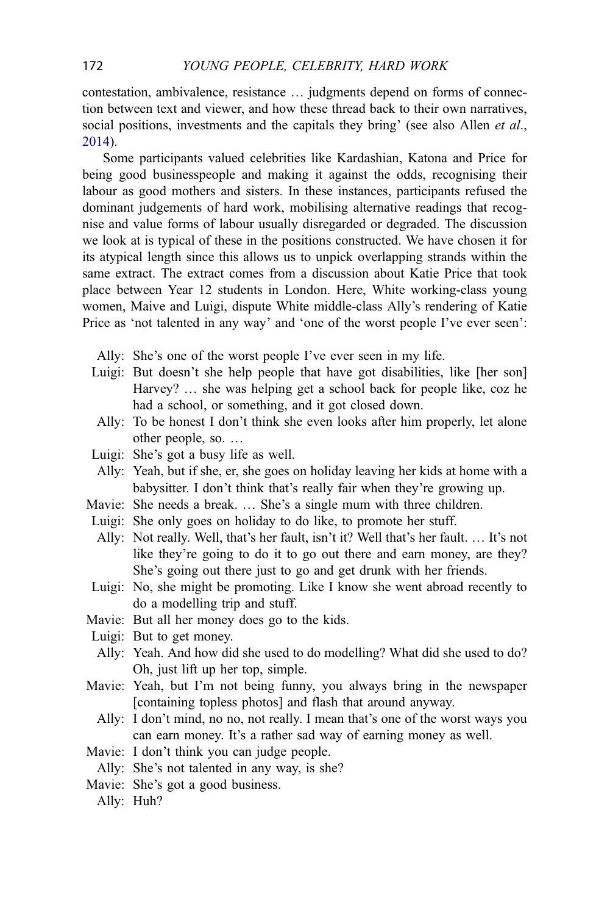contestation, ambivalence, resistance … judgments depend on forms of connection between text and viewer, and how these thread back to their own narratives, social positions, investments and the capitals they bring' (see also Allen *et al.*, 2014).

Some participants valued celebrities like Kardashian, Katona and Price for being good businesspeople and making it against the odds, recognising their labour as good mothers and sisters. In these instances, participants refused the dominant judgements of hard work, mobilising alternative readings that recognise and value forms of labour usually disregarded or degraded. The discussion we look at is typical of these in the positions constructed. We have chosen it for its atypical length since this allows us to unpick overlapping strands within the same extract. The extract comes from a discussion about Katie Price that took place between Year 12 students in London. Here, White working-class young women, Maive and Luigi, dispute White middle-class Ally's rendering of Katie Price as 'not talented in any way' and 'one of the worst people I've ever seen':

Ally: She's one of the worst people I've ever seen in my life.

Luigi: But doesn't she help people that have got disabilities, like [her son] Harvey? … she was helping get a school back for people like, coz he had a school, or something, and it got closed down.

Ally: To be honest I don't think she even looks after him properly, let alone other people, so. …

Luigi: She's got a busy life as well.

Ally: Yeah, but if she, er, she goes on holiday leaving her kids at home with a babysitter. I don't think that's really fair when they're growing up.

Mavie: She needs a break. … She's a single mum with three children.

Luigi: She only goes on holiday to do like, to promote her stuff.

Ally: Not really. Well, that's her fault, isn't it? Well that's her fault. … It's not like they're going to do it to go out there and earn money, are they? She's going out there just to go and get drunk with her friends.

Luigi: No, she might be promoting. Like I know she went abroad recently to do a modelling trip and stuff.

Mavie: But all her money does go to the kids.

Luigi: But to get money.

Ally: Yeah. And how did she used to do modelling? What did she used to do? Oh, just lift up her top, simple.

Mavie: Yeah, but I'm not being funny, you always bring in the newspaper [containing topless photos] and flash that around anyway.

Ally: I don't mind, no no, not really. I mean that's one of the worst ways you can earn money. It's a rather sad way of earning money as well.

Mavie: I don't think you can judge people.

Ally: She's not talented in any way, is she?

Mavie: She's got a good business.

Ally: Huh?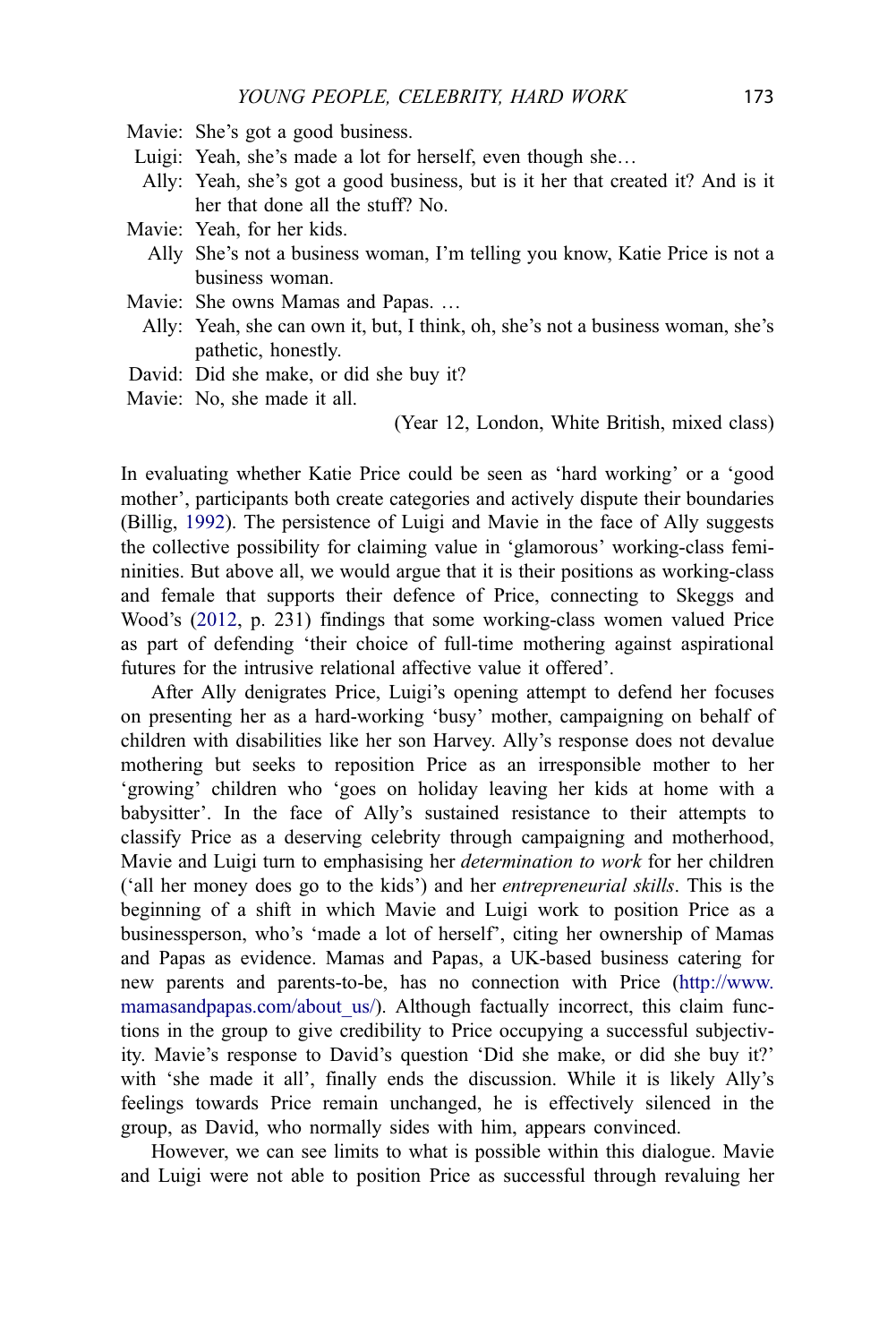Mavie: She's got a good business.

Luigi: Yeah, she's made a lot for herself, even though she…

Ally: Yeah, she's got a good business, but is it her that created it? And is it her that done all the stuff? No.

Mavie: Yeah, for her kids.

Ally She's not a business woman, I'm telling you know, Katie Price is not a business woman.

Mavie: She owns Mamas and Papas. …

Ally: Yeah, she can own it, but, I think, oh, she's not a business woman, she's pathetic, honestly.

David: Did she make, or did she buy it?

Mavie: No, she made it all.

(Year 12, London, White British, mixed class)

In evaluating whether Katie Price could be seen as 'hard working' or a 'good mother', participants both create categories and actively dispute their boundaries (Billig, 1992). The persistence of Luigi and Mavie in the face of Ally suggests the collective possibility for claiming value in 'glamorous' working-class femininities. But above all, we would argue that it is their positions as working-class and female that supports their defence of Price, connecting to Skeggs and Wood's (2012, p. 231) findings that some working-class women valued Price as part of defending 'their choice of full-time mothering against aspirational futures for the intrusive relational affective value it offered'.

After Ally denigrates Price, Luigi's opening attempt to defend her focuses on presenting her as a hard-working 'busy' mother, campaigning on behalf of children with disabilities like her son Harvey. Ally's response does not devalue mothering but seeks to reposition Price as an irresponsible mother to her 'growing' children who 'goes on holiday leaving her kids at home with a babysitter'. In the face of Ally's sustained resistance to their attempts to classify Price as a deserving celebrity through campaigning and motherhood, Mavie and Luigi turn to emphasising her *determination to work* for her children ('all her money does go to the kids') and her *entrepreneurial skills*. This is the beginning of a shift in which Mavie and Luigi work to position Price as a businessperson, who's 'made a lot of herself', citing her ownership of Mamas and Papas as evidence. Mamas and Papas, a UK-based business catering for new parents and parents-to-be, has no connection with Price (http://www.mamasandpapas.com/about_us/). Although factually incorrect, this claim functions in the group to give credibility to Price occupying a successful subjectivity. Mavie's response to David's question 'Did she make, or did she buy it?' with 'she made it all', finally ends the discussion. While it is likely Ally's feelings towards Price remain unchanged, he is effectively silenced in the group, as David, who normally sides with him, appears convinced.

However, we can see limits to what is possible within this dialogue. Mavie and Luigi were not able to position Price as successful through revaluing her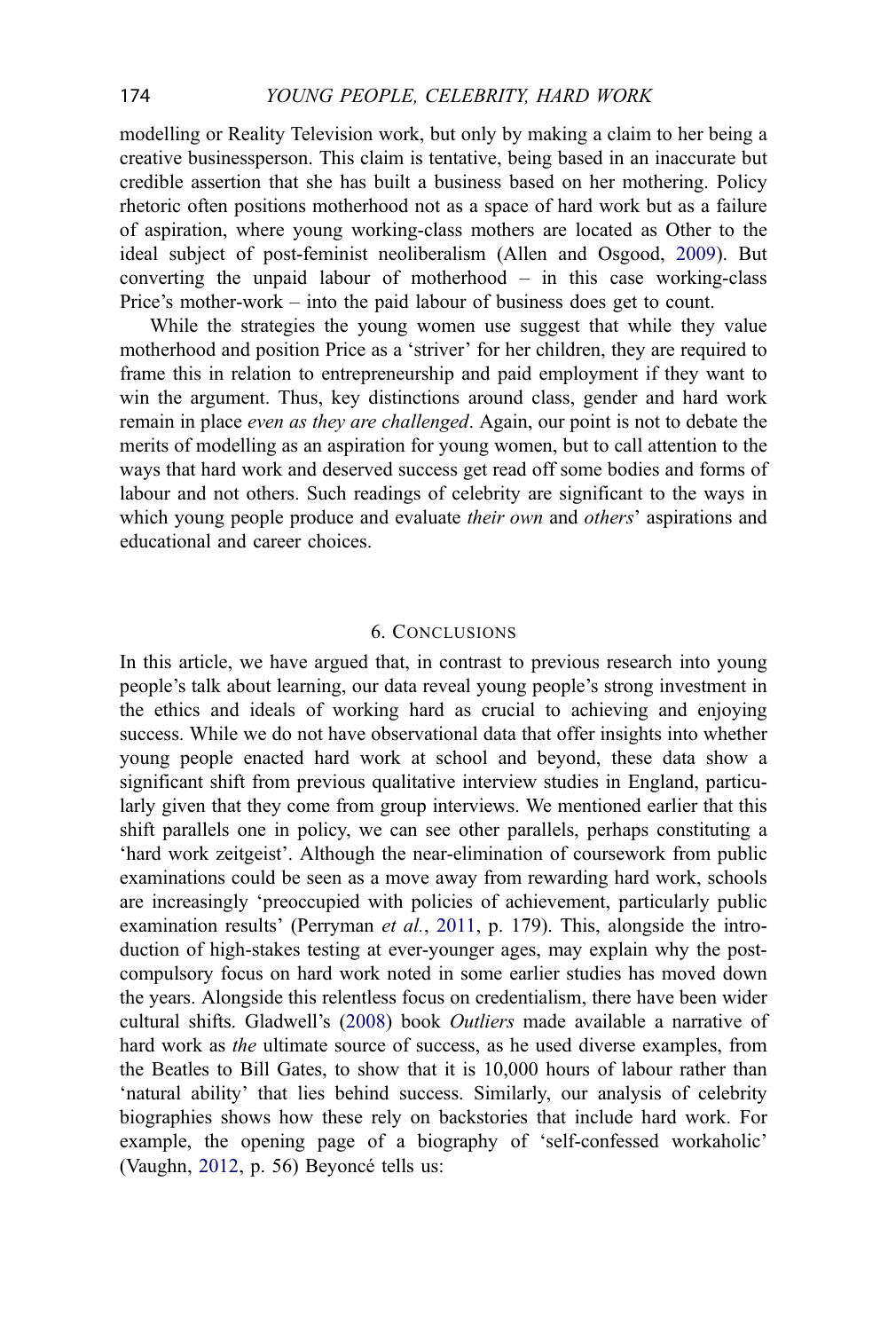modelling or Reality Television work, but only by making a claim to her being a creative businessperson. This claim is tentative, being based in an inaccurate but credible assertion that she has built a business based on her mothering. Policy rhetoric often positions motherhood not as a space of hard work but as a failure of aspiration, where young working-class mothers are located as Other to the ideal subject of post-feminist neoliberalism (Allen and Osgood, 2009). But converting the unpaid labour of motherhood – in this case working-class Price's mother-work – into the paid labour of business does get to count.

While the strategies the young women use suggest that while they value motherhood and position Price as a 'striver' for her children, they are required to frame this in relation to entrepreneurship and paid employment if they want to win the argument. Thus, key distinctions around class, gender and hard work remain in place *even as they are challenged*. Again, our point is not to debate the merits of modelling as an aspiration for young women, but to call attention to the ways that hard work and deserved success get read off some bodies and forms of labour and not others. Such readings of celebrity are significant to the ways in which young people produce and evaluate *their own* and *others*' aspirations and educational and career choices.

## 6. Conclusions

In this article, we have argued that, in contrast to previous research into young people's talk about learning, our data reveal young people's strong investment in the ethics and ideals of working hard as crucial to achieving and enjoying success. While we do not have observational data that offer insights into whether young people enacted hard work at school and beyond, these data show a significant shift from previous qualitative interview studies in England, particularly given that they come from group interviews. We mentioned earlier that this shift parallels one in policy, we can see other parallels, perhaps constituting a 'hard work zeitgeist'. Although the near-elimination of coursework from public examinations could be seen as a move away from rewarding hard work, schools are increasingly 'preoccupied with policies of achievement, particularly public examination results' (Perryman *et al.*, 2011, p. 179). This, alongside the introduction of high-stakes testing at ever-younger ages, may explain why the post-compulsory focus on hard work noted in some earlier studies has moved down the years. Alongside this relentless focus on credentialism, there have been wider cultural shifts. Gladwell's (2008) book *Outliers* made available a narrative of hard work as *the* ultimate source of success, as he used diverse examples, from the Beatles to Bill Gates, to show that it is 10,000 hours of labour rather than 'natural ability' that lies behind success. Similarly, our analysis of celebrity biographies shows how these rely on backstories that include hard work. For example, the opening page of a biography of 'self-confessed workaholic' (Vaughn, 2012, p. 56) Beyoncé tells us: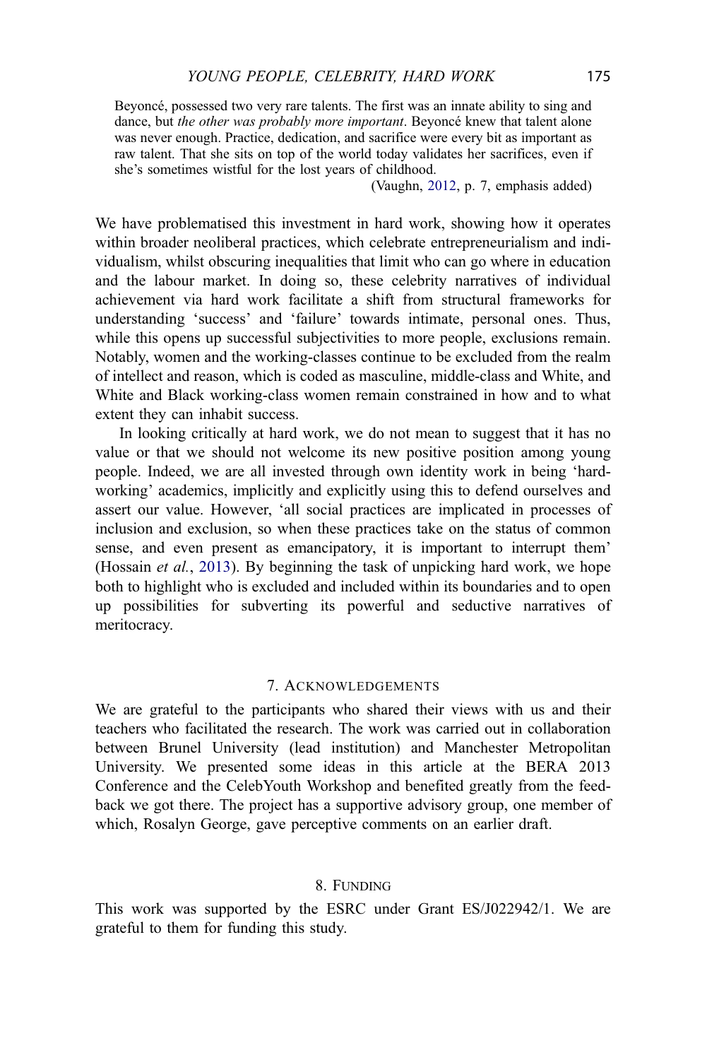> Beyoncé, possessed two very rare talents. The first was an innate ability to sing and dance, but *the other was probably more important*. Beyoncé knew that talent alone was never enough. Practice, dedication, and sacrifice were every bit as important as raw talent. That she sits on top of the world today validates her sacrifices, even if she's sometimes wistful for the lost years of childhood.
>
> (Vaughn, 2012, p. 7, emphasis added)

We have problematised this investment in hard work, showing how it operates within broader neoliberal practices, which celebrate entrepreneurialism and individualism, whilst obscuring inequalities that limit who can go where in education and the labour market. In doing so, these celebrity narratives of individual achievement via hard work facilitate a shift from structural frameworks for understanding 'success' and 'failure' towards intimate, personal ones. Thus, while this opens up successful subjectivities to more people, exclusions remain. Notably, women and the working-classes continue to be excluded from the realm of intellect and reason, which is coded as masculine, middle-class and White, and White and Black working-class women remain constrained in how and to what extent they can inhabit success.

In looking critically at hard work, we do not mean to suggest that it has no value or that we should not welcome its new positive position among young people. Indeed, we are all invested through own identity work in being 'hard-working' academics, implicitly and explicitly using this to defend ourselves and assert our value. However, 'all social practices are implicated in processes of inclusion and exclusion, so when these practices take on the status of common sense, and even present as emancipatory, it is important to interrupt them' (Hossain *et al.*, 2013). By beginning the task of unpicking hard work, we hope both to highlight who is excluded and included within its boundaries and to open up possibilities for subverting its powerful and seductive narratives of meritocracy.

## 7. Acknowledgements

We are grateful to the participants who shared their views with us and their teachers who facilitated the research. The work was carried out in collaboration between Brunel University (lead institution) and Manchester Metropolitan University. We presented some ideas in this article at the BERA 2013 Conference and the CelebYouth Workshop and benefited greatly from the feedback we got there. The project has a supportive advisory group, one member of which, Rosalyn George, gave perceptive comments on an earlier draft.

## 8. Funding

This work was supported by the ESRC under Grant ES/J022942/1. We are grateful to them for funding this study.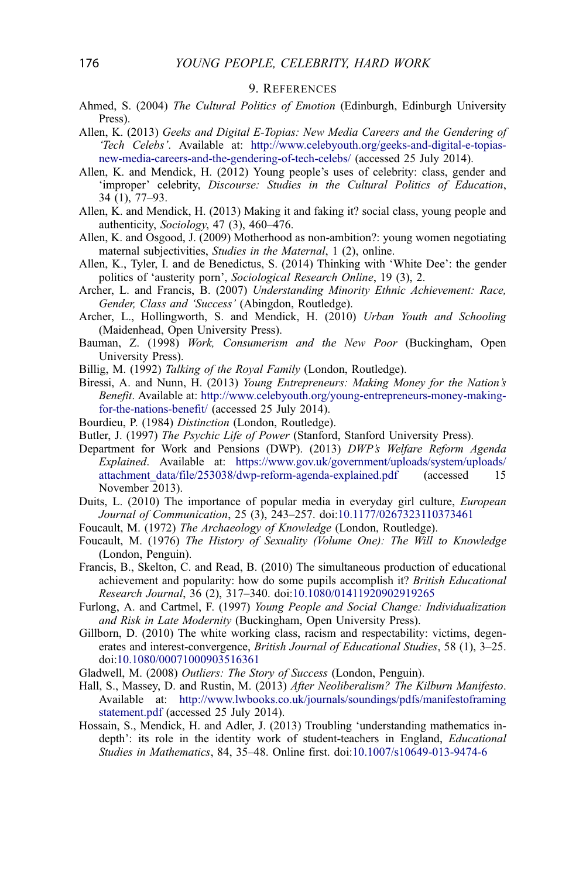## 9. References

Ahmed, S. (2004) *The Cultural Politics of Emotion* (Edinburgh, Edinburgh University Press).

Allen, K. (2013) *Geeks and Digital E-Topias: New Media Careers and the Gendering of 'Tech Celebs'*. Available at: http://www.celebyouth.org/geeks-and-digital-e-topias-new-media-careers-and-the-gendering-of-tech-celebs/ (accessed 25 July 2014).

Allen, K. and Mendick, H. (2012) Young people's uses of celebrity: class, gender and 'improper' celebrity, *Discourse: Studies in the Cultural Politics of Education*, 34 (1), 77–93.

Allen, K. and Mendick, H. (2013) Making it and faking it? social class, young people and authenticity, *Sociology*, 47 (3), 460–476.

Allen, K. and Osgood, J. (2009) Motherhood as non-ambition?: young women negotiating maternal subjectivities, *Studies in the Maternal*, 1 (2), online.

Allen, K., Tyler, I. and de Benedictus, S. (2014) Thinking with 'White Dee': the gender politics of 'austerity porn', *Sociological Research Online*, 19 (3), 2.

Archer, L. and Francis, B. (2007) *Understanding Minority Ethnic Achievement: Race, Gender, Class and 'Success'* (Abingdon, Routledge).

Archer, L., Hollingworth, S. and Mendick, H. (2010) *Urban Youth and Schooling* (Maidenhead, Open University Press).

Bauman, Z. (1998) *Work, Consumerism and the New Poor* (Buckingham, Open University Press).

Billig, M. (1992) *Talking of the Royal Family* (London, Routledge).

Biressi, A. and Nunn, H. (2013) *Young Entrepreneurs: Making Money for the Nation's Benefit*. Available at: http://www.celebyouth.org/young-entrepreneurs-money-making-for-the-nations-benefit/ (accessed 25 July 2014).

Bourdieu, P. (1984) *Distinction* (London, Routledge).

Butler, J. (1997) *The Psychic Life of Power* (Stanford, Stanford University Press).

Department for Work and Pensions (DWP). (2013) *DWP's Welfare Reform Agenda Explained*. Available at: https://www.gov.uk/government/uploads/system/uploads/attachment_data/file/253038/dwp-reform-agenda-explained.pdf (accessed 15 November 2013).

Duits, L. (2010) The importance of popular media in everyday girl culture, *European Journal of Communication*, 25 (3), 243–257. doi:10.1177/0267323110373461

Foucault, M. (1972) *The Archaeology of Knowledge* (London, Routledge).

Foucault, M. (1976) *The History of Sexuality (Volume One): The Will to Knowledge* (London, Penguin).

Francis, B., Skelton, C. and Read, B. (2010) The simultaneous production of educational achievement and popularity: how do some pupils accomplish it? *British Educational Research Journal*, 36 (2), 317–340. doi:10.1080/01411920902919265

Furlong, A. and Cartmel, F. (1997) *Young People and Social Change: Individualization and Risk in Late Modernity* (Buckingham, Open University Press).

Gillborn, D. (2010) The white working class, racism and respectability: victims, degenerates and interest-convergence, *British Journal of Educational Studies*, 58 (1), 3–25. doi:10.1080/00071000903516361

Gladwell, M. (2008) *Outliers: The Story of Success* (London, Penguin).

Hall, S., Massey, D. and Rustin, M. (2013) *After Neoliberalism? The Kilburn Manifesto*. Available at: http://www.lwbooks.co.uk/journals/soundings/pdfs/manifestoframingstatement.pdf (accessed 25 July 2014).

Hossain, S., Mendick, H. and Adler, J. (2013) Troubling 'understanding mathematics in-depth': its role in the identity work of student-teachers in England, *Educational Studies in Mathematics*, 84, 35–48. Online first. doi:10.1007/s10649-013-9474-6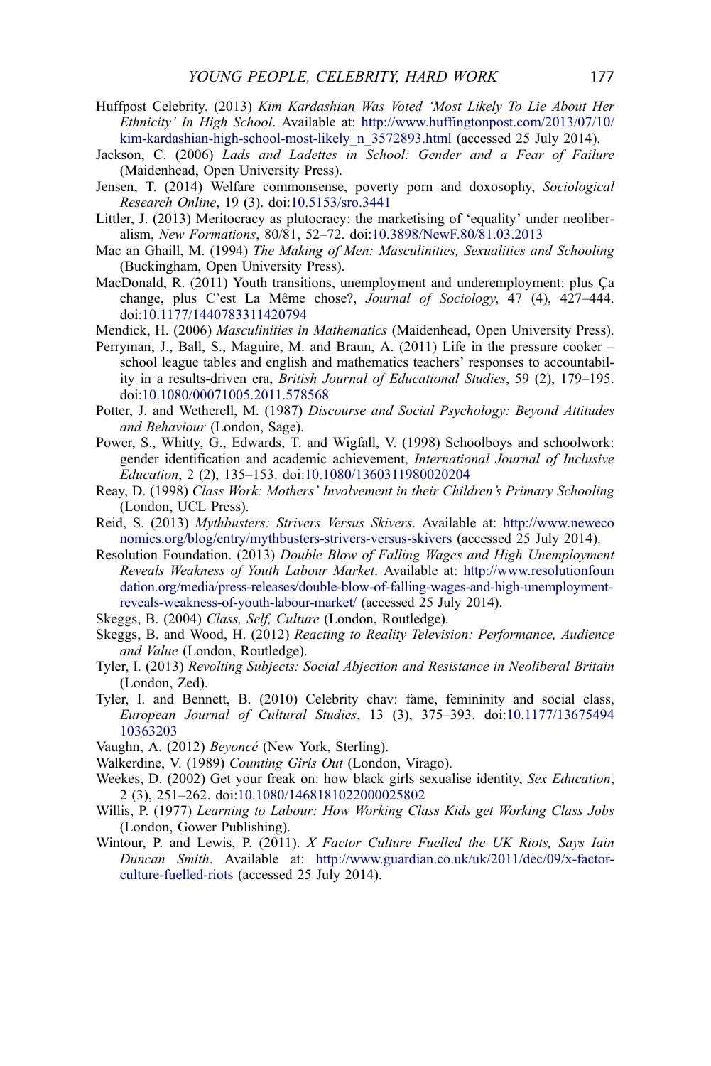Huffpost Celebrity. (2013) *Kim Kardashian Was Voted 'Most Likely To Lie About Her Ethnicity' In High School*. Available at: http://www.huffingtonpost.com/2013/07/10/kim-kardashian-high-school-most-likely_n_3572893.html (accessed 25 July 2014).

Jackson, C. (2006) *Lads and Ladettes in School: Gender and a Fear of Failure* (Maidenhead, Open University Press).

Jensen, T. (2014) Welfare commonsense, poverty porn and doxosophy, *Sociological Research Online*, 19 (3). doi:10.5153/sro.3441

Littler, J. (2013) Meritocracy as plutocracy: the marketising of 'equality' under neoliberalism, *New Formations*, 80/81, 52–72. doi:10.3898/NewF.80/81.03.2013

Mac an Ghaill, M. (1994) *The Making of Men: Masculinities, Sexualities and Schooling* (Buckingham, Open University Press).

MacDonald, R. (2011) Youth transitions, unemployment and underemployment: plus Ça change, plus C'est La Même chose?, *Journal of Sociology*, 47 (4), 427–444. doi:10.1177/1440783311420794

Mendick, H. (2006) *Masculinities in Mathematics* (Maidenhead, Open University Press).

Perryman, J., Ball, S., Maguire, M. and Braun, A. (2011) Life in the pressure cooker – school league tables and english and mathematics teachers' responses to accountability in a results-driven era, *British Journal of Educational Studies*, 59 (2), 179–195. doi:10.1080/00071005.2011.578568

Potter, J. and Wetherell, M. (1987) *Discourse and Social Psychology: Beyond Attitudes and Behaviour* (London, Sage).

Power, S., Whitty, G., Edwards, T. and Wigfall, V. (1998) Schoolboys and schoolwork: gender identification and academic achievement, *International Journal of Inclusive Education*, 2 (2), 135–153. doi:10.1080/1360311980020204

Reay, D. (1998) *Class Work: Mothers' Involvement in their Children's Primary Schooling* (London, UCL Press).

Reid, S. (2013) *Mythbusters: Strivers Versus Skivers*. Available at: http://www.neweconomics.org/blog/entry/mythbusters-strivers-versus-skivers (accessed 25 July 2014).

Resolution Foundation. (2013) *Double Blow of Falling Wages and High Unemployment Reveals Weakness of Youth Labour Market*. Available at: http://www.resolutionfoundation.org/media/press-releases/double-blow-of-falling-wages-and-high-unemployment-reveals-weakness-of-youth-labour-market/ (accessed 25 July 2014).

Skeggs, B. (2004) *Class, Self, Culture* (London, Routledge).

Skeggs, B. and Wood, H. (2012) *Reacting to Reality Television: Performance, Audience and Value* (London, Routledge).

Tyler, I. (2013) *Revolting Subjects: Social Abjection and Resistance in Neoliberal Britain* (London, Zed).

Tyler, I. and Bennett, B. (2010) Celebrity chav: fame, femininity and social class, *European Journal of Cultural Studies*, 13 (3), 375–393. doi:10.1177/1367549410363203

Vaughn, A. (2012) *Beyoncé* (New York, Sterling).

Walkerdine, V. (1989) *Counting Girls Out* (London, Virago).

Weekes, D. (2002) Get your freak on: how black girls sexualise identity, *Sex Education*, 2 (3), 251–262. doi:10.1080/1468181022000025802

Willis, P. (1977) *Learning to Labour: How Working Class Kids get Working Class Jobs* (London, Gower Publishing).

Wintour, P. and Lewis, P. (2011). *X Factor Culture Fuelled the UK Riots, Says Iain Duncan Smith*. Available at: http://www.guardian.co.uk/uk/2011/dec/09/x-factor-culture-fuelled-riots (accessed 25 July 2014).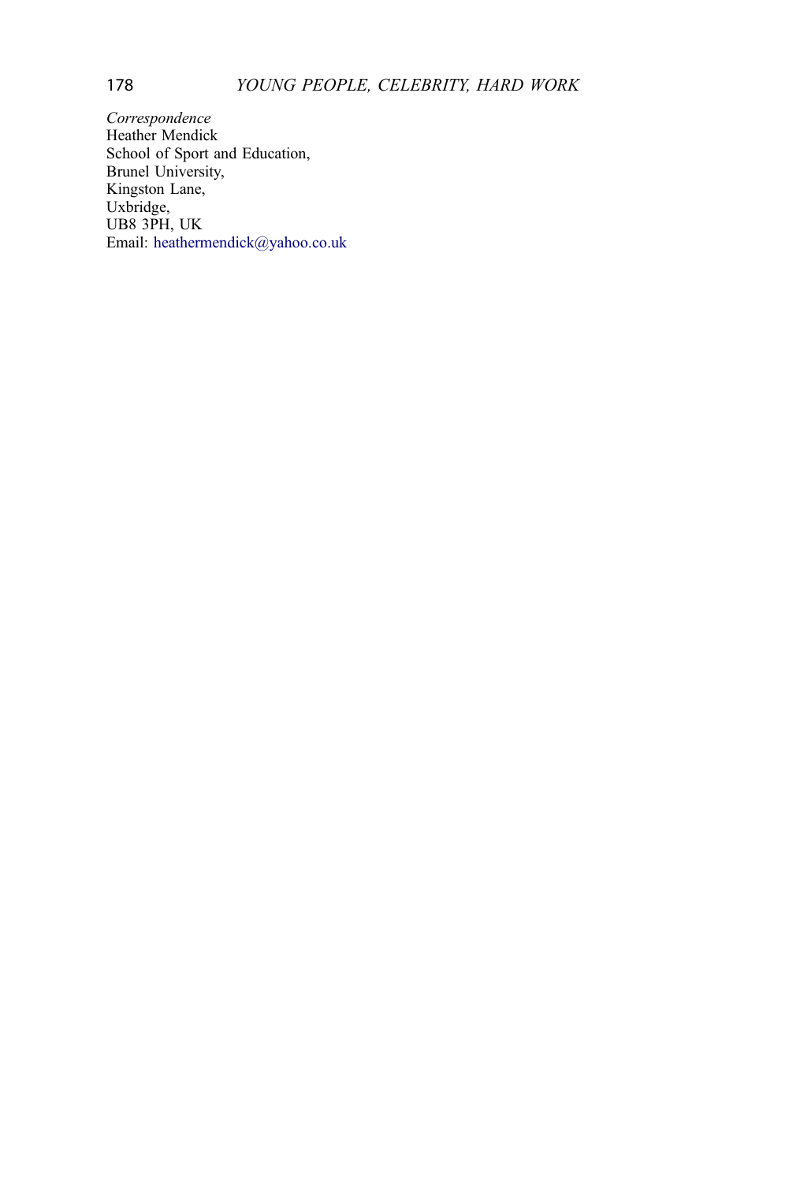*Correspondence*
Heather Mendick
School of Sport and Education,
Brunel University,
Kingston Lane,
Uxbridge,
UB8 3PH, UK
Email: heathermendick@yahoo.co.uk